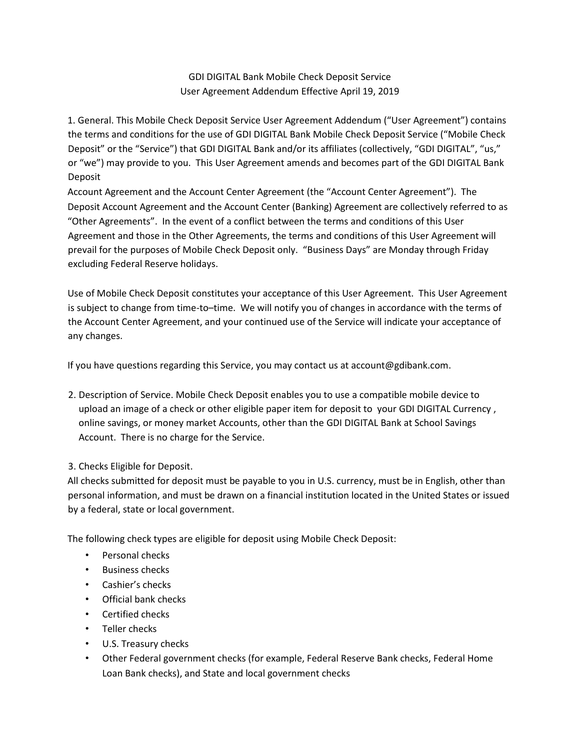GDI DIGITAL Bank Mobile Check Deposit Service
User Agreement Addendum Effective April 19, 2019

1. General. This Mobile Check Deposit Service User Agreement Addendum ("User Agreement") contains the terms and conditions for the use of GDI DIGITAL Bank Mobile Check Deposit Service ("Mobile Check Deposit" or the "Service") that GDI DIGITAL Bank and/or its affiliates (collectively, "GDI DIGITAL", "us," or "we") may provide to you. This User Agreement amends and becomes part of the GDI DIGITAL Bank Deposit Account Agreement and the Account Center Agreement (the "Account Center Agreement"). The Deposit Account Agreement and the Account Center (Banking) Agreement are collectively referred to as "Other Agreements". In the event of a conflict between the terms and conditions of this User Agreement and those in the Other Agreements, the terms and conditions of this User Agreement will prevail for the purposes of Mobile Check Deposit only. "Business Days" are Monday through Friday excluding Federal Reserve holidays.

Use of Mobile Check Deposit constitutes your acceptance of this User Agreement. This User Agreement is subject to change from time-to–time. We will notify you of changes in accordance with the terms of the Account Center Agreement, and your continued use of the Service will indicate your acceptance of any changes.

If you have questions regarding this Service, you may contact us at account@gdibank.com.

2. Description of Service. Mobile Check Deposit enables you to use a compatible mobile device to upload an image of a check or other eligible paper item for deposit to your GDI DIGITAL Currency , online savings, or money market Accounts, other than the GDI DIGITAL Bank at School Savings Account. There is no charge for the Service.

3. Checks Eligible for Deposit.

All checks submitted for deposit must be payable to you in U.S. currency, must be in English, other than personal information, and must be drawn on a financial institution located in the United States or issued by a federal, state or local government.

The following check types are eligible for deposit using Mobile Check Deposit:

- Personal checks
- Business checks
- Cashier's checks
- Official bank checks
- Certified checks
- Teller checks
- U.S. Treasury checks
- Other Federal government checks (for example, Federal Reserve Bank checks, Federal Home Loan Bank checks), and State and local government checks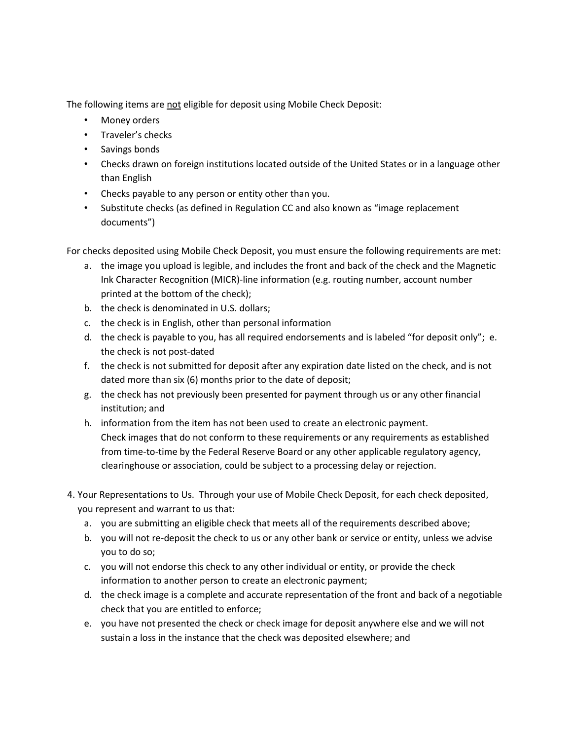The following items are <u>not</u> eligible for deposit using Mobile Check Deposit:

- Money orders
- Traveler's checks
- Savings bonds
- Checks drawn on foreign institutions located outside of the United States or in a language other than English
- Checks payable to any person or entity other than you.
- Substitute checks (as defined in Regulation CC and also known as "image replacement documents")

For checks deposited using Mobile Check Deposit, you must ensure the following requirements are met:

a. the image you upload is legible, and includes the front and back of the check and the Magnetic Ink Character Recognition (MICR)-line information (e.g. routing number, account number printed at the bottom of the check);
b. the check is denominated in U.S. dollars;
c. the check is in English, other than personal information
d. the check is payable to you, has all required endorsements and is labeled "for deposit only"; e. the check is not post-dated
f. the check is not submitted for deposit after any expiration date listed on the check, and is not dated more than six (6) months prior to the date of deposit;
g. the check has not previously been presented for payment through us or any other financial institution; and
h. information from the item has not been used to create an electronic payment.
   Check images that do not conform to these requirements or any requirements as established from time-to-time by the Federal Reserve Board or any other applicable regulatory agency, clearinghouse or association, could be subject to a processing delay or rejection.

4. Your Representations to Us. Through your use of Mobile Check Deposit, for each check deposited, you represent and warrant to us that:
   a. you are submitting an eligible check that meets all of the requirements described above;
   b. you will not re-deposit the check to us or any other bank or service or entity, unless we advise you to do so;
   c. you will not endorse this check to any other individual or entity, or provide the check information to another person to create an electronic payment;
   d. the check image is a complete and accurate representation of the front and back of a negotiable check that you are entitled to enforce;
   e. you have not presented the check or check image for deposit anywhere else and we will not sustain a loss in the instance that the check was deposited elsewhere; and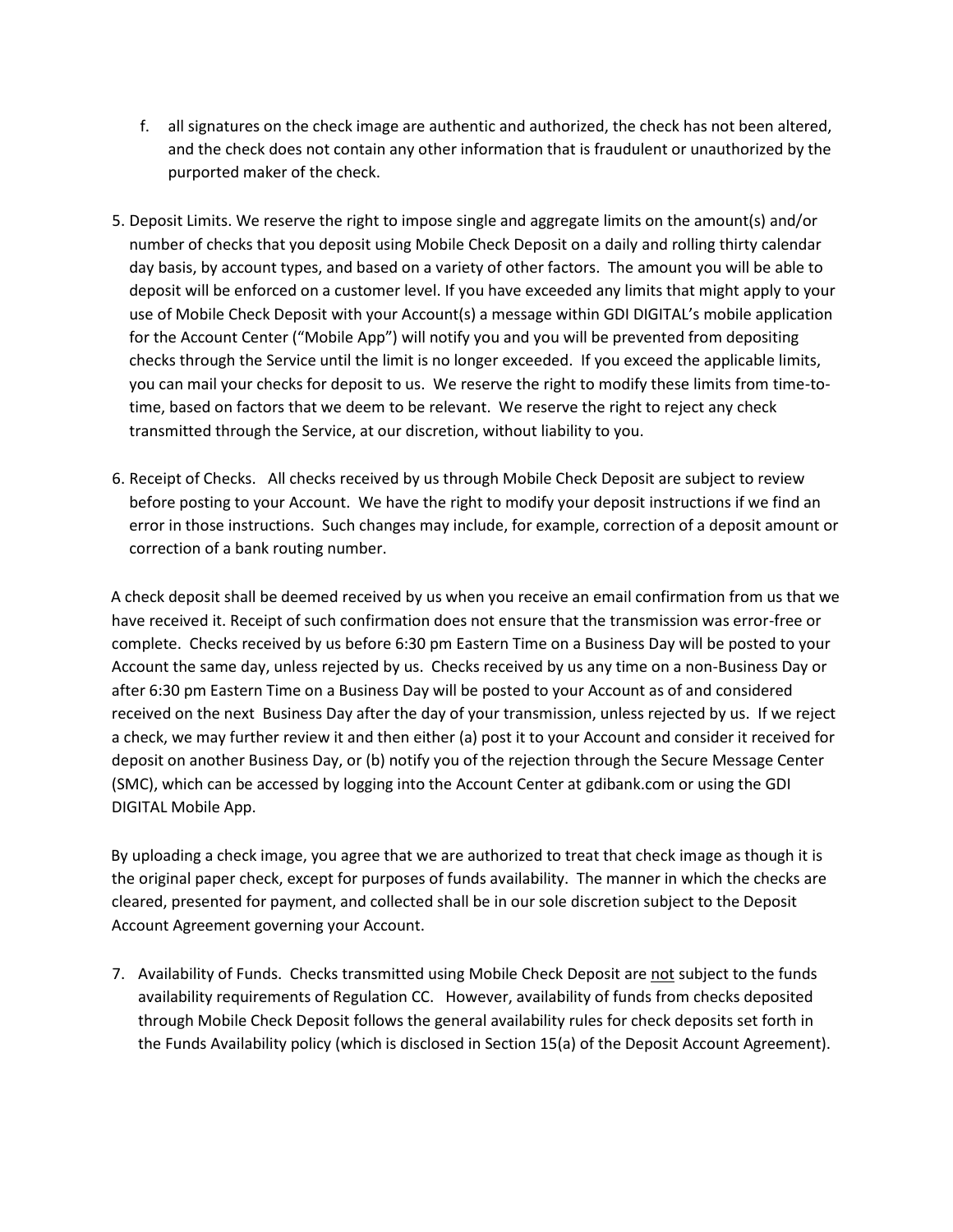f. all signatures on the check image are authentic and authorized, the check has not been altered, and the check does not contain any other information that is fraudulent or unauthorized by the purported maker of the check.

5. Deposit Limits. We reserve the right to impose single and aggregate limits on the amount(s) and/or number of checks that you deposit using Mobile Check Deposit on a daily and rolling thirty calendar day basis, by account types, and based on a variety of other factors. The amount you will be able to deposit will be enforced on a customer level. If you have exceeded any limits that might apply to your use of Mobile Check Deposit with your Account(s) a message within GDI DIGITAL's mobile application for the Account Center ("Mobile App") will notify you and you will be prevented from depositing checks through the Service until the limit is no longer exceeded. If you exceed the applicable limits, you can mail your checks for deposit to us. We reserve the right to modify these limits from time-to-time, based on factors that we deem to be relevant. We reserve the right to reject any check transmitted through the Service, at our discretion, without liability to you.

6. Receipt of Checks. All checks received by us through Mobile Check Deposit are subject to review before posting to your Account. We have the right to modify your deposit instructions if we find an error in those instructions. Such changes may include, for example, correction of a deposit amount or correction of a bank routing number.

A check deposit shall be deemed received by us when you receive an email confirmation from us that we have received it. Receipt of such confirmation does not ensure that the transmission was error-free or complete. Checks received by us before 6:30 pm Eastern Time on a Business Day will be posted to your Account the same day, unless rejected by us. Checks received by us any time on a non-Business Day or after 6:30 pm Eastern Time on a Business Day will be posted to your Account as of and considered received on the next Business Day after the day of your transmission, unless rejected by us. If we reject a check, we may further review it and then either (a) post it to your Account and consider it received for deposit on another Business Day, or (b) notify you of the rejection through the Secure Message Center (SMC), which can be accessed by logging into the Account Center at gdibank.com or using the GDI DIGITAL Mobile App.

By uploading a check image, you agree that we are authorized to treat that check image as though it is the original paper check, except for purposes of funds availability. The manner in which the checks are cleared, presented for payment, and collected shall be in our sole discretion subject to the Deposit Account Agreement governing your Account.

7. Availability of Funds. Checks transmitted using Mobile Check Deposit are <u>not</u> subject to the funds availability requirements of Regulation CC. However, availability of funds from checks deposited through Mobile Check Deposit follows the general availability rules for check deposits set forth in the Funds Availability policy (which is disclosed in Section 15(a) of the Deposit Account Agreement).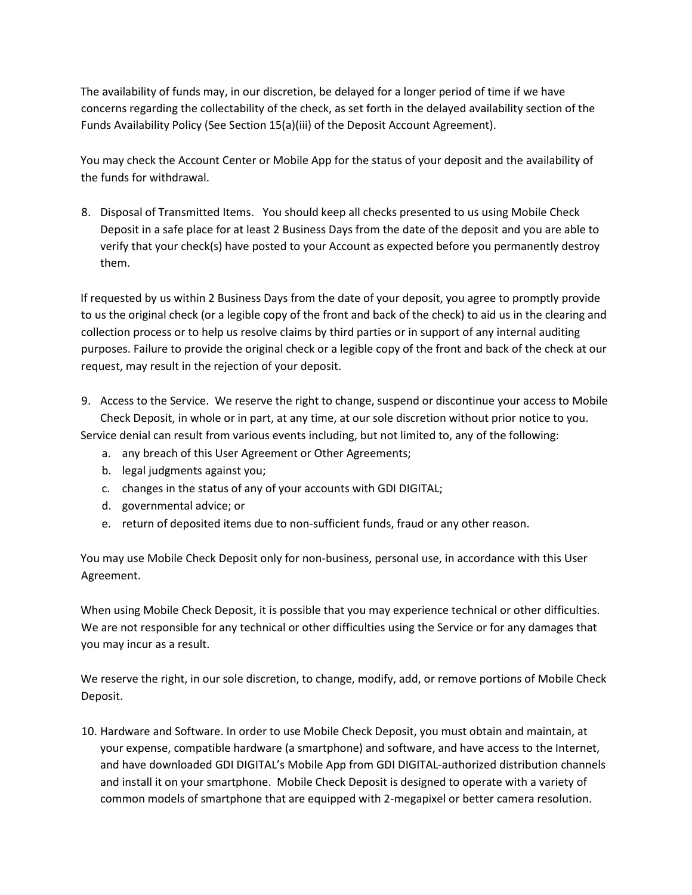The availability of funds may, in our discretion, be delayed for a longer period of time if we have concerns regarding the collectability of the check, as set forth in the delayed availability section of the Funds Availability Policy (See Section 15(a)(iii) of the Deposit Account Agreement).

You may check the Account Center or Mobile App for the status of your deposit and the availability of the funds for withdrawal.

8. Disposal of Transmitted Items. You should keep all checks presented to us using Mobile Check Deposit in a safe place for at least 2 Business Days from the date of the deposit and you are able to verify that your check(s) have posted to your Account as expected before you permanently destroy them.

If requested by us within 2 Business Days from the date of your deposit, you agree to promptly provide to us the original check (or a legible copy of the front and back of the check) to aid us in the clearing and collection process or to help us resolve claims by third parties or in support of any internal auditing purposes. Failure to provide the original check or a legible copy of the front and back of the check at our request, may result in the rejection of your deposit.

9. Access to the Service. We reserve the right to change, suspend or discontinue your access to Mobile Check Deposit, in whole or in part, at any time, at our sole discretion without prior notice to you.

Service denial can result from various events including, but not limited to, any of the following:

a. any breach of this User Agreement or Other Agreements;
b. legal judgments against you;
c. changes in the status of any of your accounts with GDI DIGITAL;
d. governmental advice; or
e. return of deposited items due to non-sufficient funds, fraud or any other reason.

You may use Mobile Check Deposit only for non-business, personal use, in accordance with this User Agreement.

When using Mobile Check Deposit, it is possible that you may experience technical or other difficulties. We are not responsible for any technical or other difficulties using the Service or for any damages that you may incur as a result.

We reserve the right, in our sole discretion, to change, modify, add, or remove portions of Mobile Check Deposit.

10. Hardware and Software. In order to use Mobile Check Deposit, you must obtain and maintain, at your expense, compatible hardware (a smartphone) and software, and have access to the Internet, and have downloaded GDI DIGITAL's Mobile App from GDI DIGITAL-authorized distribution channels and install it on your smartphone. Mobile Check Deposit is designed to operate with a variety of common models of smartphone that are equipped with 2-megapixel or better camera resolution.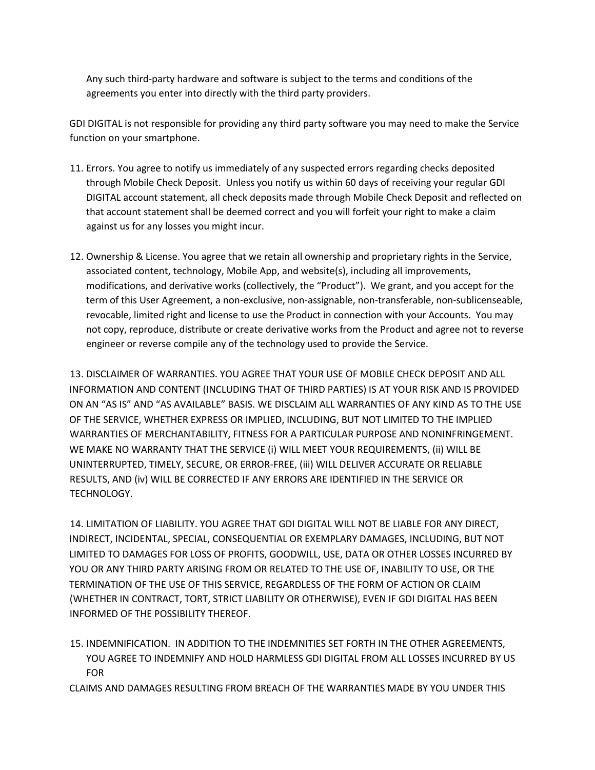Any such third-party hardware and software is subject to the terms and conditions of the agreements you enter into directly with the third party providers.

GDI DIGITAL is not responsible for providing any third party software you may need to make the Service function on your smartphone.

11. Errors. You agree to notify us immediately of any suspected errors regarding checks deposited through Mobile Check Deposit. Unless you notify us within 60 days of receiving your regular GDI DIGITAL account statement, all check deposits made through Mobile Check Deposit and reflected on that account statement shall be deemed correct and you will forfeit your right to make a claim against us for any losses you might incur.

12. Ownership & License. You agree that we retain all ownership and proprietary rights in the Service, associated content, technology, Mobile App, and website(s), including all improvements, modifications, and derivative works (collectively, the "Product"). We grant, and you accept for the term of this User Agreement, a non-exclusive, non-assignable, non-transferable, non-sublicenseable, revocable, limited right and license to use the Product in connection with your Accounts. You may not copy, reproduce, distribute or create derivative works from the Product and agree not to reverse engineer or reverse compile any of the technology used to provide the Service.

13. DISCLAIMER OF WARRANTIES. YOU AGREE THAT YOUR USE OF MOBILE CHECK DEPOSIT AND ALL INFORMATION AND CONTENT (INCLUDING THAT OF THIRD PARTIES) IS AT YOUR RISK AND IS PROVIDED ON AN "AS IS" AND "AS AVAILABLE" BASIS. WE DISCLAIM ALL WARRANTIES OF ANY KIND AS TO THE USE OF THE SERVICE, WHETHER EXPRESS OR IMPLIED, INCLUDING, BUT NOT LIMITED TO THE IMPLIED WARRANTIES OF MERCHANTABILITY, FITNESS FOR A PARTICULAR PURPOSE AND NONINFRINGEMENT. WE MAKE NO WARRANTY THAT THE SERVICE (i) WILL MEET YOUR REQUIREMENTS, (ii) WILL BE UNINTERRUPTED, TIMELY, SECURE, OR ERROR-FREE, (iii) WILL DELIVER ACCURATE OR RELIABLE RESULTS, AND (iv) WILL BE CORRECTED IF ANY ERRORS ARE IDENTIFIED IN THE SERVICE OR TECHNOLOGY.

14. LIMITATION OF LIABILITY. YOU AGREE THAT GDI DIGITAL WILL NOT BE LIABLE FOR ANY DIRECT, INDIRECT, INCIDENTAL, SPECIAL, CONSEQUENTIAL OR EXEMPLARY DAMAGES, INCLUDING, BUT NOT LIMITED TO DAMAGES FOR LOSS OF PROFITS, GOODWILL, USE, DATA OR OTHER LOSSES INCURRED BY YOU OR ANY THIRD PARTY ARISING FROM OR RELATED TO THE USE OF, INABILITY TO USE, OR THE TERMINATION OF THE USE OF THIS SERVICE, REGARDLESS OF THE FORM OF ACTION OR CLAIM (WHETHER IN CONTRACT, TORT, STRICT LIABILITY OR OTHERWISE), EVEN IF GDI DIGITAL HAS BEEN INFORMED OF THE POSSIBILITY THEREOF.

15. INDEMNIFICATION. IN ADDITION TO THE INDEMNITIES SET FORTH IN THE OTHER AGREEMENTS, YOU AGREE TO INDEMNIFY AND HOLD HARMLESS GDI DIGITAL FROM ALL LOSSES INCURRED BY US FOR

CLAIMS AND DAMAGES RESULTING FROM BREACH OF THE WARRANTIES MADE BY YOU UNDER THIS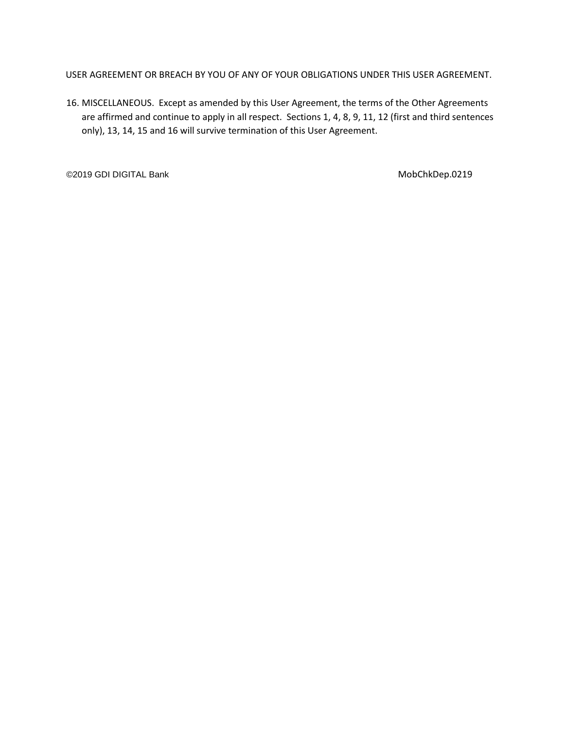USER AGREEMENT OR BREACH BY YOU OF ANY OF YOUR OBLIGATIONS UNDER THIS USER AGREEMENT.

16. MISCELLANEOUS. Except as amended by this User Agreement, the terms of the Other Agreements are affirmed and continue to apply in all respect. Sections 1, 4, 8, 9, 11, 12 (first and third sentences only), 13, 14, 15 and 16 will survive termination of this User Agreement.

©2019 GDI DIGITAL Bank MobChkDep.0219